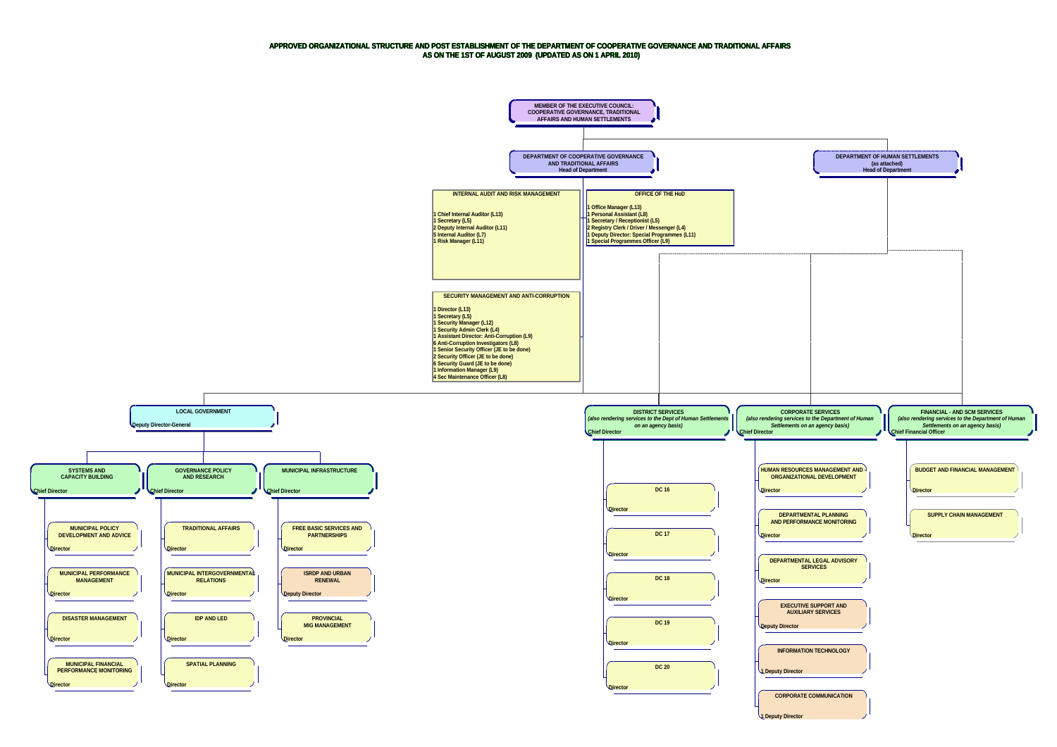# APPROVED ORGANIZATIONAL STRUCTURE AND POST ESTABLISHMENT OF THE DEPARTMENT OF COOPERATIVE GOVERNANCE AND TRADITIONAL AFFAIRS AS ON THE 1ST OF AUGUST 2009 (UPDATED AS ON 1 APRIL 2010)

**MEMBER OF THE EXECUTIVE COUNCIL: COOPERATIVE GOVERNANCE, TRADITIONAL AFFAIRS AND HUMAN SETTLEMENTS**

- **DEPARTMENT OF COOPERATIVE GOVERNANCE AND TRADITIONAL AFFAIRS**
  Head of Department
- **DEPARTMENT OF HUMAN SETTLEMENTS**
  (as attached)
  Head of Department

## INTERNAL AUDIT AND RISK MANAGEMENT

- 1 Chief Internal Auditor (L13)
- 1 Secretary (L5)
- 2 Deputy Internal Auditor (L11)
- 5 Internal Auditor (L7)
- 1 Risk Manager (L11)

## OFFICE OF THE HoD

- 1 Office Manager (L13)
- 1 Personal Assistant (L8)
- 1 Secretary / Receptionist (L5)
- 2 Registry Clerk / Driver / Messenger (L4)
- 1 Deputy Director: Special Programmes (L11)
- 1 Special Programmes Officer (L9)

## SECURITY MANAGEMENT AND ANTI-CORRUPTION

- 1 Director (L13)
- 1 Secretary (L5)
- 1 Security Manager (L12)
- 1 Security Admin Clerk (L4)
- 1 Assistant Director: Anti-Corruption (L9)
- 6 Anti-Corruption Investigators (L8)
- 1 Senior Security Officer (JE to be done)
- 2 Security Officer (JE to be done)
- 6 Security Guard (JE to be done)
- 1 Information Manager (L9)
- 4 Sec Maintenance Officer (L8)

## LOCAL GOVERNMENT
Deputy Director-General

### SYSTEMS AND CAPACITY BUILDING
Chief Director

- MUNICIPAL POLICY DEVELOPMENT AND ADVICE — Director
- MUNICIPAL PERFORMANCE MANAGEMENT — Director
- DISASTER MANAGEMENT — Director
- MUNICIPAL FINANCIAL PERFORMANCE MONITORING — Director

### GOVERNANCE POLICY AND RESEARCH
Chief Director

- TRADITIONAL AFFAIRS — Director
- MUNICIPAL INTERGOVERNMENTAL RELATIONS — Director
- IDP AND LED — Director
- SPATIAL PLANNING — Director

### MUNICIPAL INFRASTRUCTURE
Chief Director

- FREE BASIC SERVICES AND PARTNERSHIPS — Director
- ISRDP AND URBAN RENEWAL — Deputy Director
- PROVINCIAL MIG MANAGEMENT — Director

## DISTRICT SERVICES
*(also rendering services to the Dept of Human Settlements on an agency basis)*
Chief Director

- DC 16 — Director
- DC 17 — Director
- DC 18 — Director
- DC 19 — Director
- DC 20 — Director

## CORPORATE SERVICES
*(also rendering services to the Department of Human Settlements on an agency basis)*
Chief Director

- HUMAN RESOURCES MANAGEMENT AND ORGANIZATIONAL DEVELOPMENT — Director
- DEPARTMENTAL PLANNING AND PERFORMANCE MONITORING — Director
- DEPARTMENTAL LEGAL ADVISORY SERVICES — Director
- EXECUTIVE SUPPORT AND AUXILIARY SERVICES — Deputy Director
- INFORMATION TECHNOLOGY — 1 Deputy Director
- CORPORATE COMMUNICATION — 1 Deputy Director

## FINANCIAL - AND SCM SERVICES
*(also rendering services to the Department of Human Settlements on an agency basis)*
Chief Financial Officer

- BUDGET AND FINANCIAL MANAGEMENT — Director
- SUPPLY CHAIN MANAGEMENT — Director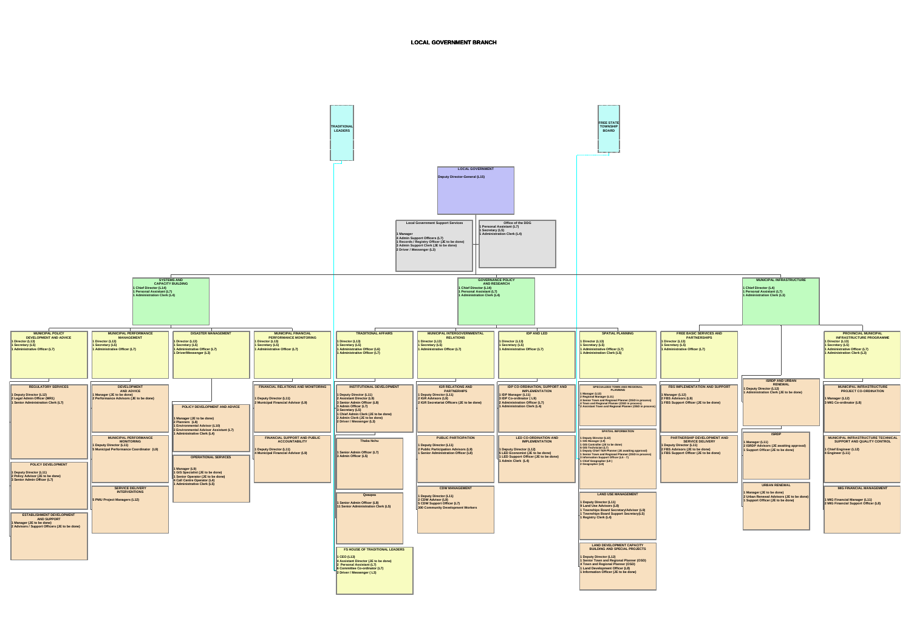# LOCAL GOVERNMENT BRANCH

**TRADITIONAL LEADERS**

**FREE STATE TOWNSHIP BOARD**

**LOCAL GOVERNMENT**
Deputy Director-General (L15)

**Local Government Support Services**
1 Manager
4 Admin Support Officers (L7)
1 Records / Registry Officer (JE to be done)
3 Admin Support Clerk (JE to be done)
2 Driver / Messenger (L3)

**Office of the DDG**
1 Personal Assistant (L7)
1 Secretary (L5)
1 Administration Clerk (L4)

## SYSTEMS AND CAPACITY BUILDING
1 Chief Director (L14)
1 Personal Assistant (L7)
1 Administration Clerk (L4)

### MUNICIPAL POLICY DEVELOPMENT AND ADVICE
1 Director (L13)
1 Secretary (L5)
1 Administrative Officer (L7)

**REGULATORY SERVICES**
1 Deputy Director (L12)
2 Legal Admin Officer (MR1)
1 Senior Administration Clerk (L7)

**POLICY DEVELOPMENT**
1 Deputy Director (L11)
2 Policy Advisor (JE to be done)
3 Senior Admin Officer (L7)

**ESTABLISHMENT DEVELOPMENT AND SUPPORT**
1 Manager (JE to be done)
2 Advisors / Support Officers (JE to be done)

### MUNICIPAL PERFORMANCE MANAGEMENT
1 Director (L13)
1 Secretary (L5)
1 Administrative Officer (L7)

**DEVELOPMENT AND ADVICE**
1 Manager (JE to be done)
2 Performance Advisors (JE to be done)

**MUNICIPAL PERFORMANCE MONITORING**
1 Deputy Director (L11)
5 Municipal Performance Coordinator (L9)

**SERVICE DELIVERY INTERVENTIONS**
5 PMU Project Managers (L12)

### DISASTER MANAGEMENT
1 Director (L13)
1 Secretary (L5)
1 Administrative Officer (L7)
1 Driver/Messenger (L3)

**POLICY DEVELOPMENT AND ADVICE**
1 Manager (JE to be done)
2 Planners (L8)
1 Environmental Advisor (L10)
2 Environmental Advisor Assistant (L7)
1 Administrative Clerk (L4)

**OPERATIONAL SERVICES**
1 Manager (L9)
1 GIS Specialist (JE to be done)
1 Senior Operator (JE to be done)
4 Call Centre Operator (L4)
1 Administrative Clerk (L5)

### MUNICIPAL FINANCIAL PERFORMANCE MONITORING
1 Director (L13)
1 Secretary (L5)
1 Administrative Officer (L7)

**FINANCIAL RELATIONS AND MONITORING**
1 Deputy Director (L11)
2 Municipal Financial Advisor (L9)

**FINANCIAL SUPPORT AND PUBLIC ACCOUNTABILITY**
1 Deputy Director (L11)
4 Municipal Financial Advisor (L9)

## GOVERNANCE POLICY AND RESEARCH
1 Chief Director (L14)
1 Personal Assistant (L7)
1 Administration Clerk (L4)

### TRADITIONAL AFFAIRS
1 Director (L13)
1 Secretary (L5)
1 Administrative Officer (L6)
1 Administrative Officer (L7)

**INSTITUTIONAL DEVELOPMENT**
1 Deputy Director (L11)
2 Assistant Director (L9)
3 Senior Admin Officer (L8)
3 Admin Officer (L7)
3 Secretary (L5)
1 Chief Admin Clerk (JE to be done)
2 Admin Clerk (JE to be done)
2 Driver / Messenger (L3)

**Thaba Nchu**
1 Senior Admin Officer (L7)
3 Admin Officer (L5)

**Qwaqwa**
1 Senior Admin Officer (L8)
11 Senior Administration Clerk (L5)

**FS HOUSE OF TRADITIONAL LEADERS**
1 CEO (L13)
4 Assistant Director (JE to be done)
2 Personal Assistant (L7)
6 Committee Co-ordinator (L7)
2 Driver / Messenger ( L3)

### MUNICIPAL INTERGOVERNMENTAL RELATIONS
1 Director (L13)
1 Secretary (L5)
1 Administrative Officer (L7)

**IGR RELATIONS AND PARTNERSHIPS**
1 Deputy Director (L11)
2 IGR Advisors (L9)
2 IGR Secretariat Officers (JE to be done)

**PUBLIC PARTICIPATION**
1 Deputy Director (L11)
2 Public Participation Advisors (L9)
1 Senior Administration Officer (L8)

**CDW MANAGEMENT**
1 Deputy Director (L11)
2 CDW Advisor (L9)
5 CDW Support Officer (L7)
300 Community Development Workers

### IDP AND LED
1 Director (L13)
1 Secretary (L5)
1 Administrative Officer (L7)

**IDP CO-ORDINATION, SUPPORT AND IMPLEMENTATION**
1 IDP Manager (L11)
3 IDP Co-ordinator (L9)
1 Administration Officer (L7)
1 Administration Clerk (L4)

**LED CO-ORDINATION AND IMPLEMENTATION**
1 Deputy Director (L12)
5 LED Economist (JE to be done)
1 LED Support Officer (JE to be done)
1 Admin Clerk (L4)

### SPATIAL PLANNING
1 Director (L13)
1 Secretary (L5)
1 Administrative Officer (L7)
1 Administration Clerk (L5)

**SPECIALIZED TOWN AND REGIONAL PLANNING**
1 Manager (L12)
2 Regional Manager (L11)
6 Senior Town and Regional Planner (OSD in process)
4 Town and Regional Planner (OSD in process)
2 Assistant Town and Regional Planner (OSD in process)

**SPATIAL INFORMATION**
1 Deputy Director (L12)
1 GIS Manager (L9)
1 GIS Controller (JE to be done)
6 GIS Technician (L7)
1 Deputy Chief T&R Planner (JE awaiting approval)
1 Senior Town and Regional Planner (OSD in process)
3 Information Support Officer (L5 - 7)
1 Chief Geographer (L8 )
2 Geographer (L8)

**LAND USE MANAGEMENT**
1 Deputy Director (L11)
8 Land Use Advisors (L8)
1 Townships Board Secretary/Advisor (L8)
1 Townships Board Support Secretary(L5)
1 Registry Clerk (L4)

**LAND DEVELOPMENT CAPACITY BUILDING AND SPECIAL PROJECTS**
1 Deputy Director (L12)
1 Senior Town and Regional Planner (OSD)
4 Town and Regional Planner (OSD)
1 Land Development Officer (L8)
1 Information Officer (JE to be done)

## MUNICIPAL INFRASTRUCTURE
1 Chief Director (L4)
1 Personal Assistant (L7)
1 Administration Clerk (L3)

### FREE BASIC SERVICES AND PARTNERSHIPS
1 Director (L13)
1 Secretary (L5)
1 Administrative Officer (L7)

**FBS IMPLEMENTATION AND SUPPORT**
1 Manager (L12)
2 FBS Advisors (L9)
1 FBS Support Officer (JE to be done)

**PARTNERSHIP DEVELOPMENT AND SERVICE DELIVERY**
1 Deputy Director (L11)
2 FBS Advisors (JE to be done)
1 FBS Support Officer (JE to be done)

### ISRDP AND URBAN RENEWAL
1 Deputy Director (L12)
1 Administration Clerk (JE to be done)

**ISRDP**
1 Manager (L11)
2 ISRDP Advisors (JE awaiting approval)
1 Support Officer (JE to be done)

**URBAN RENEWAL**
1 Manager (JE to be done)
2 Urban Renewal Advisors (JE to be done)
1 Support Officer (JE to be done)

### PROVINCIAL MUNICIPAL INFRASTRUCTURE PROGRAMME
1 Director (L13)
1 Secretary (L5)
1 Administrative Officer (L7)
1 Administration Clerk (L3)

**MUNICIPAL INFRASTRUCTURE PROJECT CO-ORDINATION**
1 Manager (L12)
3 MIG Co-ordinator (L8)

**MUNICIPAL INFRASTRUCTURE TECHNICAL SUPPORT AND QUALITY CONTROL**
1 Chief Engineer (L12)
4 Engineer (L11)

**MIG FINANCIAL MANAGEMENT**
1 MIG Financial Manager (L11)
2 MIG Financial Support Officer (L8)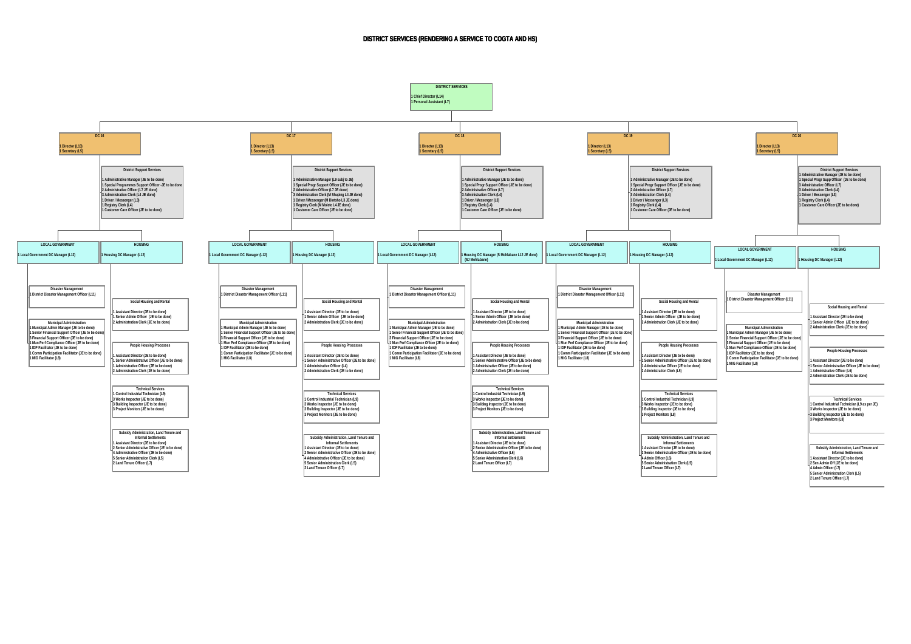# DISTRICT SERVICES (RENDERING A SERVICE TO COGTA AND HS)

## DISTRICT SERVICES

1 Chief Director (L14)
1 Personal Assistant (L7)

---

## DC 16

1 Director (L13)
1 Secretary (L5)

### District Support Services

1 Administrative Manager (JE to be done)
1 Special Programmes Support Officer - JE to be done
2 Administrative Officer (L7 JE done)
3 Administration Clerk (L4 JE done)
1 Driver / Messenger (L3)
1 Registry Clerk (L4)
1 Customer Care Officer (JE to be done)

### LOCAL GOVERNMENT

1 Local Government DC Manager (L12)

#### Disaster Management

1 District Disaster Management Officer (L11)

#### Municipal Administration

1 Municipal Admin Manager (JE to be done)
1 Senior Financial Support Officer (JE to be done)
3 Financial Support Officer (JE to be done)
1 Mun Perf Compliance Officer (JE to be done)
1 IDP Facilitator (JE to be done)
1 Comm Participation Facilitator (JE to be done)
1 MIG Facilitator (L8)

### HOUSING

1 Housing DC Manager (L12)

#### Social Housing and Rental

1 Assistant Director (JE to be done)
1 Senior Admin Officer (JE to be done)
2 Administration Clerk (JE to be done)

#### People Housing Processes

1 Assistant Director (JE to be done)
1 Senior Administrative Officer (JE to be done)
1 Administrative Officer (JE to be done)
2 Administration Clerk (JE to be done)

#### Technical Services

1 Control Industrial Technician (L9)
3 Works Inspector (JE to be done)
3 Building Inspector (JE to be done)
3 Project Monitors (JE to be done)

#### Subsidy Administration, Land Tenure and Informal Settlements

1 Assistant Director (JE to be done)
2 Senior Administrative Officer (JE to be done)
4 Administrative Officer (JE to be done)
5 Senior Administration Clerk (L5)
2 Land Tenure Officer (L7)

---

## DC 17

1 Director (L13)
1 Secretary (L5)

### District Support Services

1 Administrative Manager (L9 subj to JE)
1 Special Progr Support Officer (JE to be done)
2 Administrative Officer (L7 JE done)
3 Administration Clerk (M Shuping L4 JE done)
1 Driver / Messenger (M Dintsho L3 JE done)
1 Registry Clerk (M Molete L4 JE done)
1 Customer Care Officer (JE to be done)

### LOCAL GOVERNMENT

1 Local Government DC Manager (L12)

#### Disaster Management

1 District Disaster Management Officer (L11)

#### Municipal Administration

1 Municipal Admin Manager (JE to be done)
1 Senior Financial Support Officer (JE to be done)
3 Financial Support Officer (JE to be done)
1 Mun Perf Compliance Officer (JE to be done)
1 IDP Facilitator (JE to be done)
1 Comm Participation Facilitator (JE to be done)
1 MIG Facilitator (L8)

### HOUSING

1 Housing DC Manager (L12)

#### Social Housing and Rental

1 Assistant Director (JE to be done)
1 Senior Admin Officer (JE to be done)
2 Administration Clerk (JE to be done)

#### People Housing Processes

1 Assistant Director (JE to be done)
1 Senior Administrative Officer (JE to be done)
1 Administrative Officer (L4)
2 Administration Clerk (JE to be done)

#### Technical Services

1 Control Industrial Technician (L9)
3 Works Inspector (JE to be done)
3 Building Inspector (JE to be done)
3 Project Monitors (JE to be done)

#### Subsidy Administration, Land Tenure and Informal Settlements

1 Assistant Director (JE to be done)
2 Senior Administrative Officer (JE to be done)
4 Administrative Officer (JE to be done)
5 Senior Administration Clerk (L5)
2 Land Tenure Officer (L7)

---

## DC 18

1 Director (L13)
1 Secretary (L5)

### District Support Services

1 Administrative Manager (JE to be done)
1 Special Progr Support Officer (JE to be done)
2 Administrative Officer (L7)
3 Administration Clerk (L4)
1 Driver / Messenger (L3)
1 Registry Clerk (L4)
1 Customer Care Officer (JE to be done)

### LOCAL GOVERNMENT

1 Local Government DC Manager (L12)

#### Disaster Management

1 District Disaster Management Officer (L11)

#### Municipal Administration

1 Municipal Admin Manager (JE to be done)
1 Senior Financial Support Officer (JE to be done)
3 Financial Support Officer (JE to be done)
1 Mun Perf Compliance Officer (JE to be done)
1 IDP Facilitator (JE to be done)
1 Comm Participation Facilitator (JE to be done)
1 MIG Facilitator (L8)

### HOUSING

1 Housing DC Manager (S Mohlabane L12 JE done) (SJ Mohlabane)

#### Social Housing and Rental

1 Assistant Director (JE to be done)
1 Senior Admin Officer (JE to be done)
2 Administration Clerk (JE to be done)

#### People Housing Processes

1 Assistant Director (JE to be done)
1 Senior Administrative Officer (JE to be done)
1 Administrative Officer (JE to be done)
2 Administration Clerk (JE to be done)

#### Technical Services

1 Control Industrial Technician (L9)
3 Works Inspector (JE to be done)
3 Building Inspector (JE to be done)
3 Project Monitors (JE to be done)

#### Subsidy Administration, Land Tenure and Informal Settlements

1 Assistant Director (JE to be done)
2 Senior Administrative Officer (JE to be done)
4 Administrative Officer (L6)
5 Senior Administration Clerk (L6)
2 Land Tenure Officer (L7)

---

## DC 19

1 Director (L13)
1 Secretary (L5)

### District Support Services

1 Administrative Manager (JE to be done)
1 Special Progr Support Officer (JE to be done)
2 Administrative Officer (L7)
3 Administration Clerk (L4)
1 Driver / Messenger (L3)
1 Registry Clerk (L4)
1 Customer Care Officer (JE to be done)

### LOCAL GOVERNMENT

1 Local Government DC Manager (L12)

#### Disaster Management

1 District Disaster Management Officer (L11)

#### Municipal Administration

1 Municipal Admin Manager (JE to be done)
1 Senior Financial Support Officer (JE to be done)
3 Financial Support Officer (JE to be done)
1 Mun Perf Compliance Officer (JE to be done)
1 IDP Facilitator (JE to be done)
1 Comm Participation Facilitator (JE to be done)
1 MIG Facilitator (L8)

### HOUSING

1 Housing DC Manager (L12)

#### Social Housing and Rental

1 Assistant Director (JE to be done)
1 Senior Admin Officer (JE to be done)
2 Administration Clerk (JE to be done)

#### People Housing Processes

1 Assistant Director (JE to be done)
1 Senior Administrative Officer (JE to be done)
1 Administrative Officer (JE to be done)
2 Administration Clerk (L5)

#### Technical Services

1 Control Industrial Technician (L9)
3 Works Inspector (JE to be done)
3 Building Inspector (JE to be done)
3 Project Monitors (L8)

#### Subsidy Administration, Land Tenure and Informal Settlements

1 Assistant Director (JE to be done)
2 Senior Administrative Officer (JE to be done)
4 Admin Officer (L6)
5 Senior Administration Clerk (L5)
2 Land Tenure Officer (L7)

---

## DC 20

1 Director (L13)
1 Secretary (L5)

### District Support Services

1 Administrative Manager (JE to be done)
1 Special Progr Supp Officer (JE to be done)
3 Administrative Officer (L7)
3 Administration Clerk (L4)
1 Driver / Messenger (L3)
1 Registry Clerk (L4)
1 Customer Care Officer (JE to be done)

### LOCAL GOVERNMENT

1 Local Government DC Manager (L12)

#### Disaster Management

1 District Disaster Management Officer (L11)

#### Municipal Administration

1 Municipal Admin Manager (JE to be done)
1 Senior Financial Support Officer (JE to be done)
3 Financial Support Officer (JE to be done)
1 Mun Perf Compliance Officer (JE to be done)
1 IDP Facilitator (JE to be done)
1 Comm Participation Facilitator (JE to be done)
1 MIG Facilitator (L8)

### HOUSING

1 Housing DC Manager (L12)

#### Social Housing and Rental

1 Assistant Director (JE to be done)
1 Senior Admin Officer (JE to be done)
2 Administration Clerk (JE to be done)

#### People Housing Processes

1 Assistant Director (JE to be done)
1 Senior Administrative Officer (JE to be done)
1 Administrative Officer (L6)
2 Administration Clerk (JE to be done)

#### Technical Services

1 Control Industrial Technician (L9 as per JE)
3 Works Inspector (JE to be done)
3 Building Inspector (JE to be done)
3 Project Monitors (L8)

#### Subsidy Administration, Land Tenure and Informal Settlements

1 Assistant Director (JE to be done)
2 Sen Admin Off (JE to be done)
4 Admin Officer (L7)
5 Senior Administration Clerk (L5)
2 Land Tenure Officer (L7)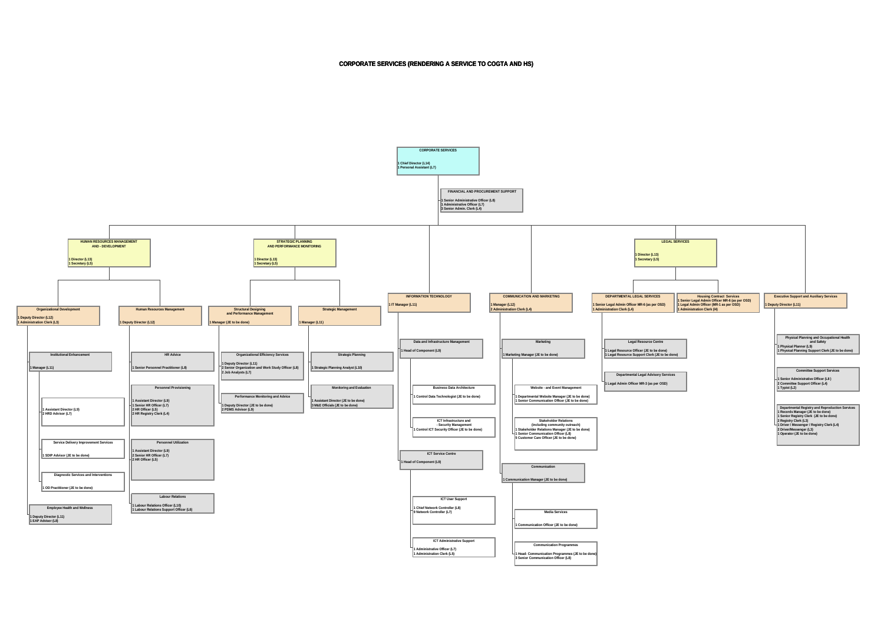# CORPORATE SERVICES (RENDERING A SERVICE TO COGTA AND HS)

## CORPORATE SERVICES

1 Chief Director (L14)
1 Personal Assistant (L7)

### FINANCIAL AND PROCUREMENT SUPPORT

1 Senior Administrative Officer (L8)
1 Administrative Officer (L7)
3 Senior Admin. Clerk (L4)

## HUMAN RESOURCES MANAGEMENT AND - DEVELOPMENT

1 Director (L13)
1 Secretary (L5)

### Organizational Development

1 Deputy Director (L12)
1 Administration Clerk (L3)

#### Institutional Enhancement

1 Manager (L11)

- 1 Assistant Director (L9)
- 2 HRD Advisor (L7)

##### Service Delivery Improvement Services

1 SDIP Advisor (JE to be done)

##### Diagnostic Services and Interventions

1 OD Practitioner (JE to be done)

#### Employee Health and Wellness

1 Deputy Director (L11)
1 EAP Advisor (L8)

### Human Resources Management

1 Deputy Director (L12)

#### HR Advice

1 Senior Personnel Practitioner (L8)

#### Personnel Provisioning

1 Assistant Director (L9)
1 Senior HR Officer (L7)
1 HR Officer (L5)
2 HR Registry Clerk (L4)

#### Personnel Utilization

1 Assistant Director (L9)
2 Senior HR Officer (L7)
2 HR Officer (L5)

#### Labour Relations

1 Labour Relations Officer (L10)
1 Labour Relations Support Officer (L8)

## STRATEGIC PLANNING AND PERFORMANCE MONITORING

1 Director (L13)
1 Secretary (L5)

### Structural Designing and Performance Management

1 Manager (JE to be done)

#### Organizational Efficiency Services

1 Deputy Director (L11)
2 Senior Organization and Work Study Officer (L8)
2 Job Analysts (L7)

#### Performance Monitoring and Advice

1 Deputy Director (JE to be done)
2 PDMS Advisor (L9)

### Strategic Management

1 Manager (L11)

#### Strategic Planning

1 Strategic Planning Analyst (L10)

#### Monitoring and Evaluation

1 Assistant Director (JE to be done)
3 M&E Officials (JE to be done)

## INFORMATION TECHNOLOGY

1 IT Manager (L11)

### Data and Infrastructure Management

1 Head of Component (L9)

#### Business Data Architecture

1 Control Data Technologist (JE to be done)

#### ICT Infrastructure and - Security Management

1 Control ICT Security Officer (JE to be done)

### ICT Service Centre

1 Head of Component (L9)

#### ICT User Support

1 Chief Network Controller (L8)
9 Network Controller (L7)

#### ICT Administrative Support

1 Administrative Officer (L7)
1 Administration Clerk (L5)

## COMMUNICATION AND MARKETING

1 Manager (L12)
2 Administration Clerk (L4)

### Marketing

1 Marketing Manager (JE to be done)

#### Website - and Event Management

1 Departmental Website Manager (JE to be done)
1 Senior Communication Officer (JE to be done)

#### Stakeholder Relations (including community outreach)

1 Stakeholder Relations Manager (JE to be done)
1 Senior Communication Officer (L8)
5 Customer Care Officer (JE to be done)

### Communication

1 Communication Manager (JE to be done)

#### Media Services

1 Communication Officer (JE to be done)

#### Communication Programmes

1 Head: Communication Programmes (JE to be done)
3 Senior Communication Officer (L8)

## LEGAL SERVICES

1 Director (L13)
1 Secretary (L5)

### DEPARTMENTAL LEGAL SERVICES

1 Senior Legal Admin Officer MR-6 (as per OSD)
1 Administration Clerk (L4)

#### Legal Resource Centre

1 Legal Resource Officer (JE to be done)
1 Legal Resource Support Clerk (JE to be done)

#### Departmental Legal Advisory Services

1 Legal Admin Officer MR-3 (as per OSD)

### Housing Contract Services

1 Senior Legal Admin Officer MR-6 (as per OSD)
1 Legal Admin Officer (MR-1 as per OSD)
1 Administration Clerk (l4)

## Executive Support and Auxiliary Services

1 Deputy Director (L11)

### Physical Planning and Occupational Health and Safety

1 Physical Planner (L9)
1 Physical Planning Support Clerk (JE to be done)

### Committee Support Services

1 Senior Administrative Officer (L8)
2 Committee Support Officer (L4)
1 Typist (L2)

### Departmental Registry and Reproduction Services

1 Records Manager (JE to be done)
1 Senior Registry Clerk (JE to be done)
2 Registry Clerk (L3)
1 Driver / Messenger / Registry Clerk (L4)
2 Driver/Messenger (L3)
1 Operator (JE to be done)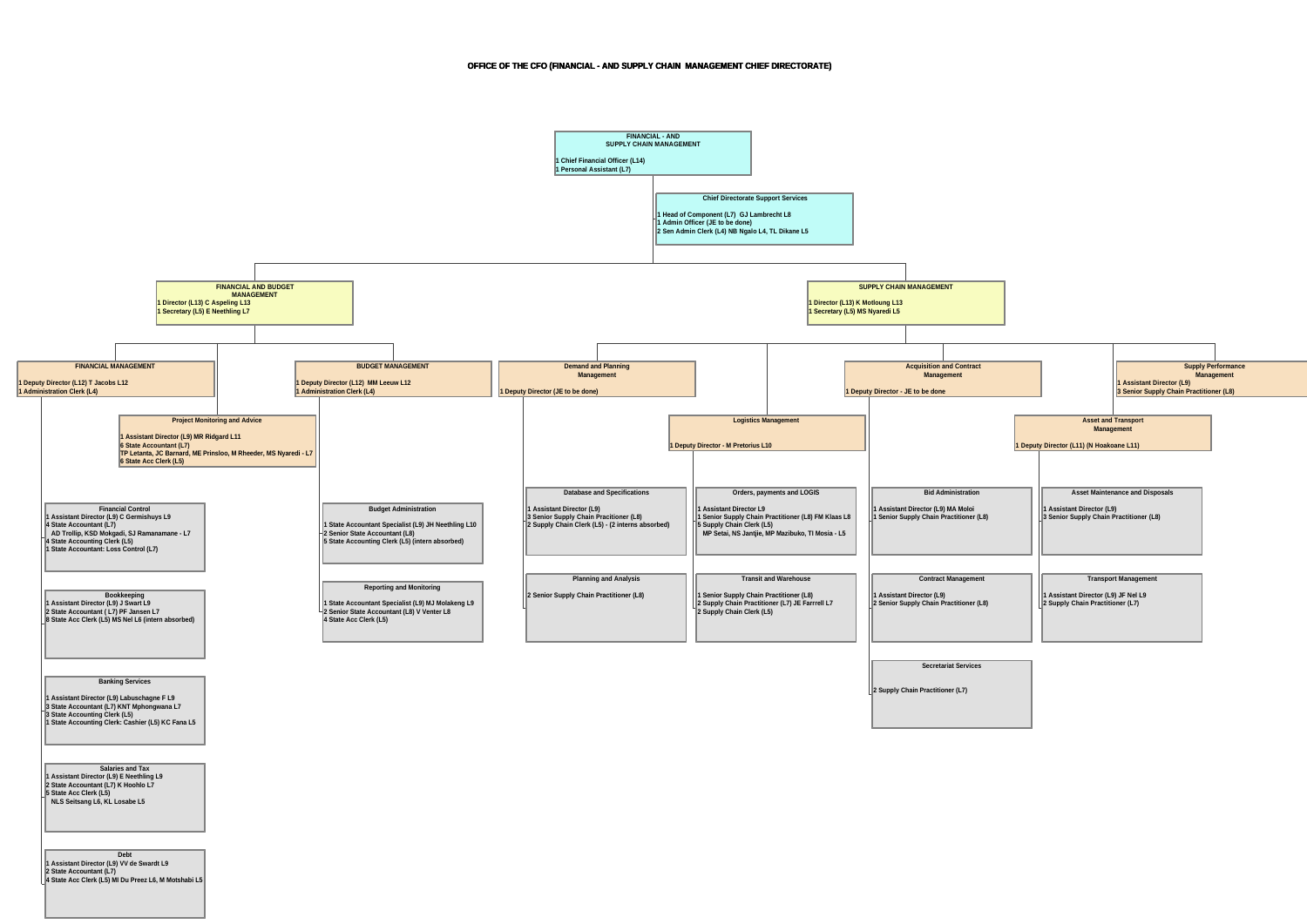# OFFICE OF THE CFO (FINANCIAL - AND SUPPLY CHAIN MANAGEMENT CHIEF DIRECTORATE)

## FINANCIAL - AND SUPPLY CHAIN MANAGEMENT

1 Chief Financial Officer (L14)
1 Personal Assistant (L7)

### Chief Directorate Support Services

1 Head of Component (L7) GJ Lambrecht L8
1 Admin Officer (JE to be done)
2 Sen Admin Clerk (L4) NB Ngalo L4, TL Dikane L5

## FINANCIAL AND BUDGET MANAGEMENT

1 Director (L13) C Aspeling L13
1 Secretary (L5) E Neethling L7

### FINANCIAL MANAGEMENT

1 Deputy Director (L12) T Jacobs L12
1 Administration Clerk (L4)

#### Financial Control

1 Assistant Director (L9) C Germishuys L9
4 State Accountant (L7)
AD Trollip, KSD Mokgadi, SJ Ramanamane - L7
4 State Accounting Clerk (L5)
1 State Accountant: Loss Control (L7)

#### Bookkeeping

1 Assistant Director (L9) J Swart L9
2 State Accountant ( L7) PF Jansen L7
8 State Acc Clerk (L5) MS Nel L6 (intern absorbed)

#### Banking Services

1 Assistant Director (L9) Labuschagne F L9
3 State Accountant (L7) KNT Mphongwana L7
3 State Accounting Clerk (L5)
1 State Accounting Clerk: Cashier (L5) KC Fana L5

#### Salaries and Tax

1 Assistant Director (L9) E Neethling L9
2 State Accountant (L7) K Hoohlo L7
5 State Acc Clerk (L5)
NLS Seitsang L6, KL Losabe L5

#### Debt

1 Assistant Director (L9) VV de Swardt L9
2 State Accountant (L7)
4 State Acc Clerk (L5) MI Du Preez L6, M Motshabi L5

### Project Monitoring and Advice

1 Assistant Director (L9) MR Ridgard L11
6 State Accountant (L7)
TP Letanta, JC Barnard, ME Prinsloo, M Rheeder, MS Nyaredi - L7
6 State Acc Clerk (L5)

### BUDGET MANAGEMENT

1 Deputy Director (L12) MM Leeuw L12
1 Administration Clerk (L4)

#### Budget Administration

1 State Accountant Specialist (L9) JH Neethling L10
2 Senior State Accountant (L8)
5 State Accounting Clerk (L5) (intern absorbed)

#### Reporting and Monitoring

1 State Accountant Specialist (L9) MJ Molakeng L9
2 Senior State Accountant (L8) V Venter L8
4 State Acc Clerk (L5)

## SUPPLY CHAIN MANAGEMENT

1 Director (L13) K Motloung L13
1 Secretary (L5) MS Nyaredi L5

### Demand and Planning Management

1 Deputy Director (JE to be done)

#### Database and Specifications

1 Assistant Director (L9)
3 Senior Supply Chain Pracitioner (L8)
2 Supply Chain Clerk (L5) - (2 interns absorbed)

#### Planning and Analysis

2 Senior Supply Chain Practitioner (L8)

### Logistics Management

1 Deputy Director - M Pretorius L10

#### Orders, payments and LOGIS

1 Assistant Director L9
1 Senior Supply Chain Practitioner (L8) FM Klaas L8
5 Supply Chain Clerk (L5)
MP Setai, NS Jantjie, MP Mazibuko, TI Mosia - L5

#### Transit and Warehouse

1 Senior Supply Chain Practitioner (L8)
2 Supply Chain Practitioner (L7) JE Farrrell L7
2 Supply Chain Clerk (L5)

### Acquisition and Contract Management

1 Deputy Director - JE to be done

#### Bid Administration

1 Assistant Director (L9) MA Moloi
1 Senior Supply Chain Practitioner (L8)

#### Contract Management

1 Assistant Director (L9)
2 Senior Supply Chain Practitioner (L8)

#### Secretariat Services

2 Supply Chain Practitioner (L7)

### Supply Performance Management

1 Assistant Director (L9)
3 Senior Supply Chain Practitioner (L8)

### Asset and Transport Management

1 Deputy Director (L11) (N Hoakoane L11)

#### Asset Maintenance and Disposals

1 Assistant Director (L9)
3 Senior Supply Chain Practitioner (L8)

#### Transport Management

1 Assistant Director (L9) JF Nel L9
2 Supply Chain Practitioner (L7)